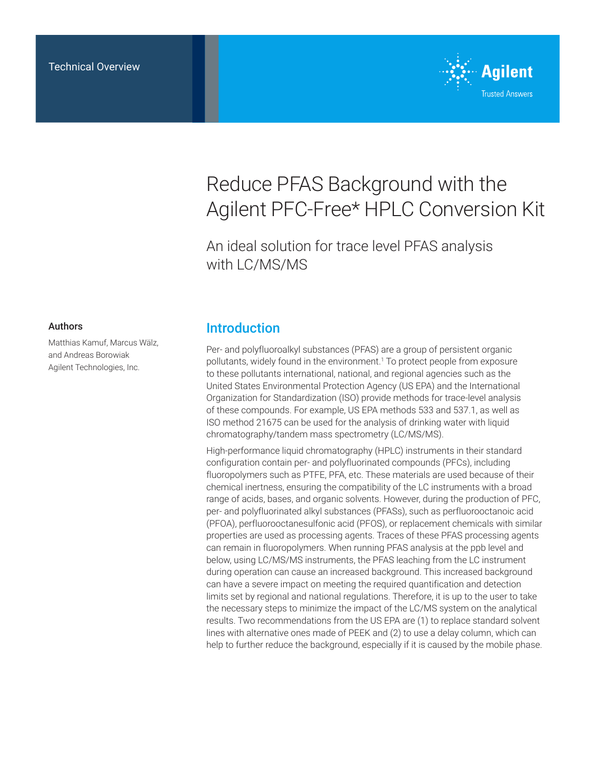Technical Overview

# Reduce PFAS Background with the Agilent PFC-Free* HPLC Conversion Kit

## An ideal solution for trace level PFAS analysis with LC/MS/MS

### Authors

Matthias Kamuf, Marcus Wälz, and Andreas Borowiak
Agilent Technologies, Inc.

## Introduction

Per- and polyfluoroalkyl substances (PFAS) are a group of persistent organic pollutants, widely found in the environment.[1] To protect people from exposure to these pollutants international, national, and regional agencies such as the United States Environmental Protection Agency (US EPA) and the International Organization for Standardization (ISO) provide methods for trace-level analysis of these compounds. For example, US EPA methods 533 and 537.1, as well as ISO method 21675 can be used for the analysis of drinking water with liquid chromatography/tandem mass spectrometry (LC/MS/MS).

High-performance liquid chromatography (HPLC) instruments in their standard configuration contain per- and polyfluorinated compounds (PFCs), including fluoropolymers such as PTFE, PFA, etc. These materials are used because of their chemical inertness, ensuring the compatibility of the LC instruments with a broad range of acids, bases, and organic solvents. However, during the production of PFC, per- and polyfluorinated alkyl substances (PFASs), such as perfluorooctanoic acid (PFOA), perfluorooctanesulfonic acid (PFOS), or replacement chemicals with similar properties are used as processing agents. Traces of these PFAS processing agents can remain in fluoropolymers. When running PFAS analysis at the ppb level and below, using LC/MS/MS instruments, the PFAS leaching from the LC instrument during operation can cause an increased background. This increased background can have a severe impact on meeting the required quantification and detection limits set by regional and national regulations. Therefore, it is up to the user to take the necessary steps to minimize the impact of the LC/MS system on the analytical results. Two recommendations from the US EPA are (1) to replace standard solvent lines with alternative ones made of PEEK and (2) to use a delay column, which can help to further reduce the background, especially if it is caused by the mobile phase.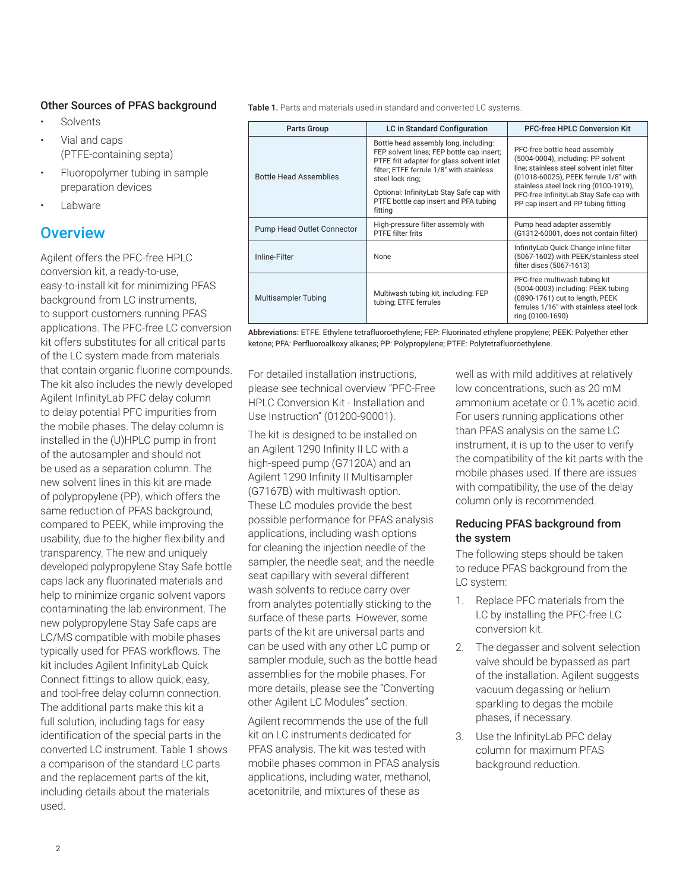### Other Sources of PFAS background

- Solvents
- Vial and caps (PTFE-containing septa)
- Fluoropolymer tubing in sample preparation devices
- Labware

## Overview

Agilent offers the PFC-free HPLC conversion kit, a ready-to-use, easy-to-install kit for minimizing PFAS background from LC instruments, to support customers running PFAS applications. The PFC-free LC conversion kit offers substitutes for all critical parts of the LC system made from materials that contain organic fluorine compounds. The kit also includes the newly developed Agilent InfinityLab PFC delay column to delay potential PFC impurities from the mobile phases. The delay column is installed in the (U)HPLC pump in front of the autosampler and should not be used as a separation column. The new solvent lines in this kit are made of polypropylene (PP), which offers the same reduction of PFAS background, compared to PEEK, while improving the usability, due to the higher flexibility and transparency. The new and uniquely developed polypropylene Stay Safe bottle caps lack any fluorinated materials and help to minimize organic solvent vapors contaminating the lab environment. The new polypropylene Stay Safe caps are LC/MS compatible with mobile phases typically used for PFAS workflows. The kit includes Agilent InfinityLab Quick Connect fittings to allow quick, easy, and tool-free delay column connection. The additional parts make this kit a full solution, including tags for easy identification of the special parts in the converted LC instrument. Table 1 shows a comparison of the standard LC parts and the replacement parts of the kit, including details about the materials used.

**Table 1.** Parts and materials used in standard and converted LC systems.

| Parts Group | LC in Standard Configuration | PFC-free HPLC Conversion Kit |
|---|---|---|
| Bottle Head Assemblies | Bottle head assembly long, including: FEP solvent lines; FEP bottle cap insert; PTFE frit adapter for glass solvent inlet filter; ETFE ferrule 1/8" with stainless steel lock ring;<br>Optional: InfinityLab Stay Safe cap with PTFE bottle cap insert and PFA tubing fitting | PFC-free bottle head assembly (5004-0004), including: PP solvent line; stainless steel solvent inlet filter (01018-60025), PEEK ferrule 1/8" with stainless steel lock ring (0100-1919), PFC-free InfinityLab Stay Safe cap with PP cap insert and PP tubing fitting |
| Pump Head Outlet Connector | High-pressure filter assembly with PTFE filter frits | Pump head adapter assembly (G1312-60001, does not contain filter) |
| Inline-Filter | None | InfinityLab Quick Change inline filter (5067-1602) with PEEK/stainless steel filter discs (5067-1613) |
| Multisampler Tubing | Multiwash tubing kit, including: FEP tubing; ETFE ferrules | PFC-free multiwash tubing kit (5004-0003) including: PEEK tubing (0890-1761) cut to length, PEEK ferrules 1/16" with stainless steel lock ring (0100-1690) |

**Abbreviations:** ETFE: Ethylene tetrafluoroethylene; FEP: Fluorinated ethylene propylene; PEEK: Polyether ether ketone; PFA: Perfluoroalkoxy alkanes; PP: Polypropylene; PTFE: Polytetrafluoroethylene.

For detailed installation instructions, please see technical overview "PFC-Free HPLC Conversion Kit - Installation and Use Instruction" (01200-90001).

The kit is designed to be installed on an Agilent 1290 Infinity II LC with a high-speed pump (G7120A) and an Agilent 1290 Infinity II Multisampler (G7167B) with multiwash option. These LC modules provide the best possible performance for PFAS analysis applications, including wash options for cleaning the injection needle of the sampler, the needle seat, and the needle seat capillary with several different wash solvents to reduce carry over from analytes potentially sticking to the surface of these parts. However, some parts of the kit are universal parts and can be used with any other LC pump or sampler module, such as the bottle head assemblies for the mobile phases. For more details, please see the "Converting other Agilent LC Modules" section.

Agilent recommends the use of the full kit on LC instruments dedicated for PFAS analysis. The kit was tested with mobile phases common in PFAS analysis applications, including water, methanol, acetonitrile, and mixtures of these as well as with mild additives at relatively low concentrations, such as 20 mM ammonium acetate or 0.1% acetic acid. For users running applications other than PFAS analysis on the same LC instrument, it is up to the user to verify the compatibility of the kit parts with the mobile phases used. If there are issues with compatibility, the use of the delay column only is recommended.

### Reducing PFAS background from the system

The following steps should be taken to reduce PFAS background from the LC system:

1. Replace PFC materials from the LC by installing the PFC-free LC conversion kit.
2. The degasser and solvent selection valve should be bypassed as part of the installation. Agilent suggests vacuum degassing or helium sparkling to degas the mobile phases, if necessary.
3. Use the InfinityLab PFC delay column for maximum PFAS background reduction.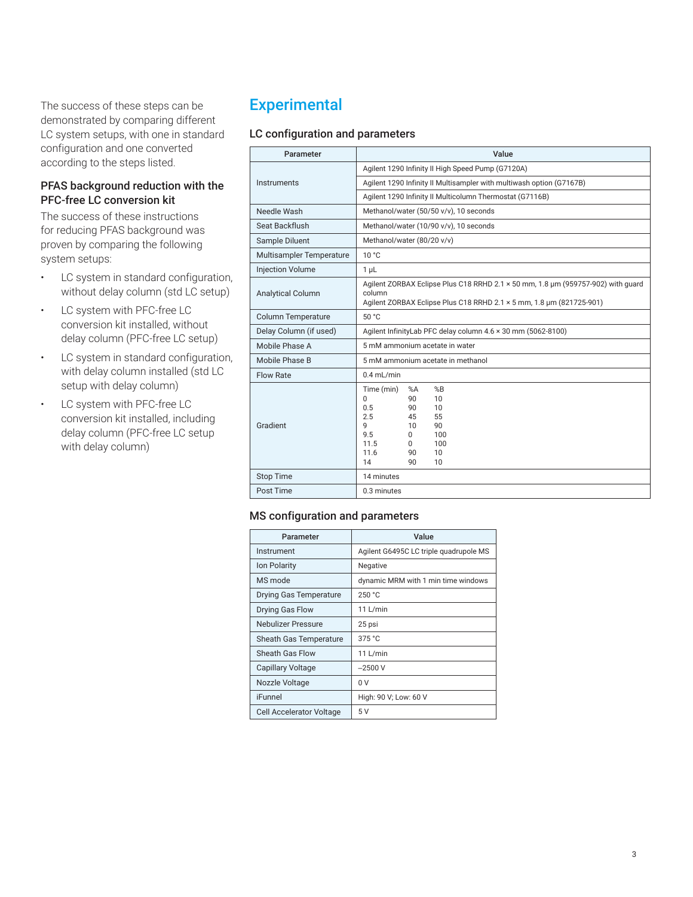The success of these steps can be demonstrated by comparing different LC system setups, with one in standard configuration and one converted according to the steps listed.

### PFAS background reduction with the PFC-free LC conversion kit

The success of these instructions for reducing PFAS background was proven by comparing the following system setups:

- LC system in standard configuration, without delay column (std LC setup)
- LC system with PFC-free LC conversion kit installed, without delay column (PFC-free LC setup)
- LC system in standard configuration, with delay column installed (std LC setup with delay column)
- LC system with PFC-free LC conversion kit installed, including delay column (PFC-free LC setup with delay column)

## Experimental

### LC configuration and parameters

| Parameter | Value |
|---|---|
| Instruments | Agilent 1290 Infinity II High Speed Pump (G7120A) |
| | Agilent 1290 Infinity II Multisampler with multiwash option (G7167B) |
| | Agilent 1290 Infinity II Multicolumn Thermostat (G7116B) |
| Needle Wash | Methanol/water (50/50 v/v), 10 seconds |
| Seat Backflush | Methanol/water (10/90 v/v), 10 seconds |
| Sample Diluent | Methanol/water (80/20 v/v) |
| Multisampler Temperature | 10 °C |
| Injection Volume | 1 µL |
| Analytical Column | Agilent ZORBAX Eclipse Plus C18 RRHD 2.1 × 50 mm, 1.8 µm (959757-902) with guard column<br>Agilent ZORBAX Eclipse Plus C18 RRHD 2.1 × 5 mm, 1.8 µm (821725-901) |
| Column Temperature | 50 °C |
| Delay Column (if used) | Agilent InfinityLab PFC delay column 4.6 × 30 mm (5062-8100) |
| Mobile Phase A | 5 mM ammonium acetate in water |
| Mobile Phase B | 5 mM ammonium acetate in methanol |
| Flow Rate | 0.4 mL/min |
| Gradient | Time (min) / %A / %B:<br>0 / 90 / 10<br>0.5 / 90 / 10<br>2.5 / 45 / 55<br>9 / 10 / 90<br>9.5 / 0 / 100<br>11.5 / 0 / 100<br>11.6 / 90 / 10<br>14 / 90 / 10 |
| Stop Time | 14 minutes |
| Post Time | 0.3 minutes |

### MS configuration and parameters

| Parameter | Value |
|---|---|
| Instrument | Agilent G6495C LC triple quadrupole MS |
| Ion Polarity | Negative |
| MS mode | dynamic MRM with 1 min time windows |
| Drying Gas Temperature | 250 °C |
| Drying Gas Flow | 11 L/min |
| Nebulizer Pressure | 25 psi |
| Sheath Gas Temperature | 375 °C |
| Sheath Gas Flow | 11 L/min |
| Capillary Voltage | –2500 V |
| Nozzle Voltage | 0 V |
| iFunnel | High: 90 V; Low: 60 V |
| Cell Accelerator Voltage | 5 V |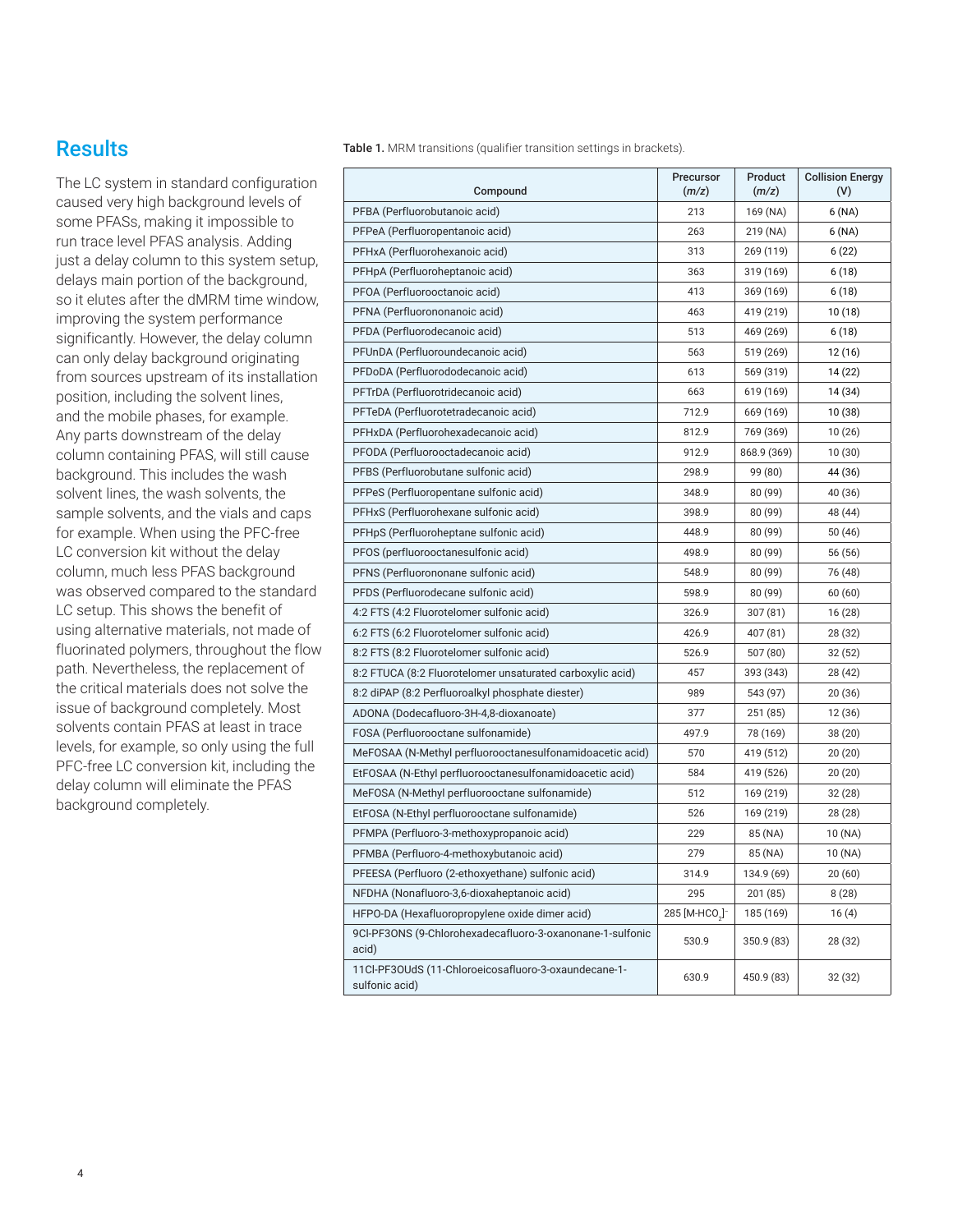## Results

The LC system in standard configuration caused very high background levels of some PFASs, making it impossible to run trace level PFAS analysis. Adding just a delay column to this system setup, delays main portion of the background, so it elutes after the dMRM time window, improving the system performance significantly. However, the delay column can only delay background originating from sources upstream of its installation position, including the solvent lines, and the mobile phases, for example. Any parts downstream of the delay column containing PFAS, will still cause background. This includes the wash solvent lines, the wash solvents, the sample solvents, and the vials and caps for example. When using the PFC-free LC conversion kit without the delay column, much less PFAS background was observed compared to the standard LC setup. This shows the benefit of using alternative materials, not made of fluorinated polymers, throughout the flow path. Nevertheless, the replacement of the critical materials does not solve the issue of background completely. Most solvents contain PFAS at least in trace levels, for example, so only using the full PFC-free LC conversion kit, including the delay column will eliminate the PFAS background completely.

**Table 1.** MRM transitions (qualifier transition settings in brackets).

| Compound | Precursor (*m/z*) | Product (*m/z*) | Collision Energy (V) |
|---|---|---|---|
| PFBA (Perfluorobutanoic acid) | 213 | 169 (NA) | 6 (NA) |
| PFPeA (Perfluoropentanoic acid) | 263 | 219 (NA) | 6 (NA) |
| PFHxA (Perfluorohexanoic acid) | 313 | 269 (119) | 6 (22) |
| PFHpA (Perfluoroheptanoic acid) | 363 | 319 (169) | 6 (18) |
| PFOA (Perfluorooctanoic acid) | 413 | 369 (169) | 6 (18) |
| PFNA (Perfluorononanoic acid) | 463 | 419 (219) | 10 (18) |
| PFDA (Perfluorodecanoic acid) | 513 | 469 (269) | 6 (18) |
| PFUnDA (Perfluoroundecanoic acid) | 563 | 519 (269) | 12 (16) |
| PFDoDA (Perfluorododecanoic acid) | 613 | 569 (319) | 14 (22) |
| PFTrDA (Perfluorotridecanoic acid) | 663 | 619 (169) | 14 (34) |
| PFTeDA (Perfluorotetradecanoic acid) | 712.9 | 669 (169) | 10 (38) |
| PFHxDA (Perfluorohexadecanoic acid) | 812.9 | 769 (369) | 10 (26) |
| PFODA (Perfluorooctadecanoic acid) | 912.9 | 868.9 (369) | 10 (30) |
| PFBS (Perfluorobutane sulfonic acid) | 298.9 | 99 (80) | 44 (36) |
| PFPeS (Perfluoropentane sulfonic acid) | 348.9 | 80 (99) | 40 (36) |
| PFHxS (Perfluorohexane sulfonic acid) | 398.9 | 80 (99) | 48 (44) |
| PFHpS (Perfluoroheptane sulfonic acid) | 448.9 | 80 (99) | 50 (46) |
| PFOS (perfluorooctanesulfonic acid) | 498.9 | 80 (99) | 56 (56) |
| PFNS (Perfluorononane sulfonic acid) | 548.9 | 80 (99) | 76 (48) |
| PFDS (Perfluorodecane sulfonic acid) | 598.9 | 80 (99) | 60 (60) |
| 4:2 FTS (4:2 Fluorotelomer sulfonic acid) | 326.9 | 307 (81) | 16 (28) |
| 6:2 FTS (6:2 Fluorotelomer sulfonic acid) | 426.9 | 407 (81) | 28 (32) |
| 8:2 FTS (8:2 Fluorotelomer sulfonic acid) | 526.9 | 507 (80) | 32 (52) |
| 8:2 FTUCA (8:2 Fluorotelomer unsaturated carboxylic acid) | 457 | 393 (343) | 28 (42) |
| 8:2 diPAP (8:2 Perfluoroalkyl phosphate diester) | 989 | 543 (97) | 20 (36) |
| ADONA (Dodecafluoro-3H-4,8-dioxanoate) | 377 | 251 (85) | 12 (36) |
| FOSA (Perfluorooctane sulfonamide) | 497.9 | 78 (169) | 38 (20) |
| MeFOSAA (N-Methyl perfluorooctanesulfonamidoacetic acid) | 570 | 419 (512) | 20 (20) |
| EtFOSAA (N-Ethyl perfluorooctanesulfonamidoacetic acid) | 584 | 419 (526) | 20 (20) |
| MeFOSA (N-Methyl perfluorooctane sulfonamide) | 512 | 169 (219) | 32 (28) |
| EtFOSA (N-Ethyl perfluorooctane sulfonamide) | 526 | 169 (219) | 28 (28) |
| PFMPA (Perfluoro-3-methoxypropanoic acid) | 229 | 85 (NA) | 10 (NA) |
| PFMBA (Perfluoro-4-methoxybutanoic acid) | 279 | 85 (NA) | 10 (NA) |
| PFEESA (Perfluoro (2-ethoxyethane) sulfonic acid) | 314.9 | 134.9 (69) | 20 (60) |
| NFDHA (Nonafluoro-3,6-dioxaheptanoic acid) | 295 | 201 (85) | 8 (28) |
| HFPO-DA (Hexafluoropropylene oxide dimer acid) | 285 $[M\text{-}HCO_2]^-$ | 185 (169) | 16 (4) |
| 9Cl-PF3ONS (9-Chlorohexadecafluoro-3-oxanonane-1-sulfonic acid) | 530.9 | 350.9 (83) | 28 (32) |
| 11Cl-PF3OUdS (11-Chloroeicosafluoro-3-oxaundecane-1-sulfonic acid) | 630.9 | 450.9 (83) | 32 (32) |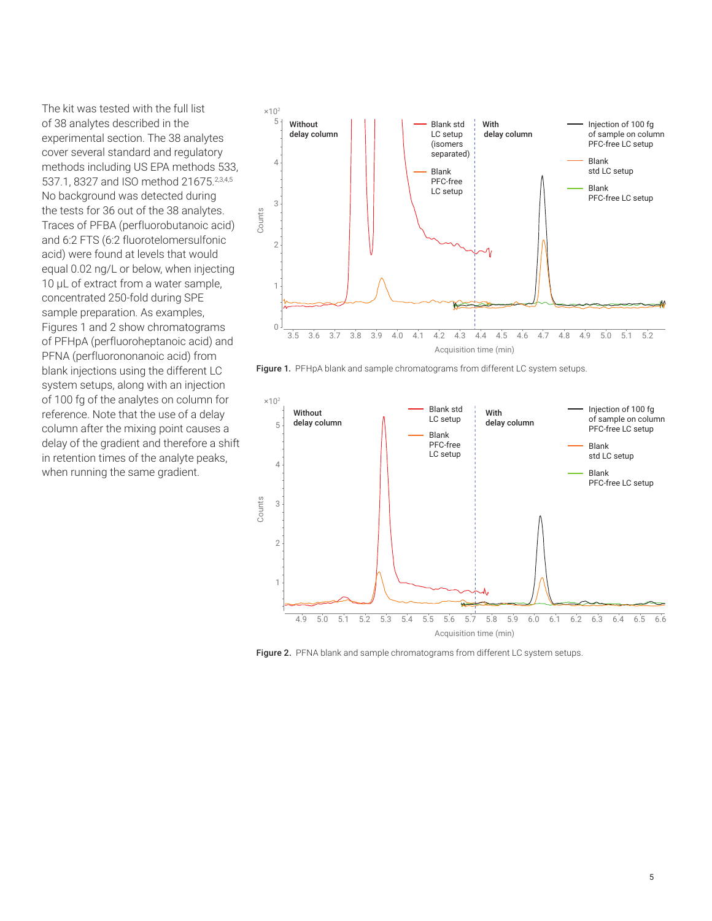The kit was tested with the full list of 38 analytes described in the experimental section. The 38 analytes cover several standard and regulatory methods including US EPA methods 533, 537.1, 8327 and ISO method 21675.[2,3,4,5] No background was detected during the tests for 36 out of the 38 analytes. Traces of PFBA (perfluorobutanoic acid) and 6:2 FTS (6:2 fluorotelomersulfonic acid) were found at levels that would equal 0.02 ng/L or below, when injecting 10 µL of extract from a water sample, concentrated 250-fold during SPE sample preparation. As examples, Figures 1 and 2 show chromatograms of PFHpA (perfluoroheptanoic acid) and PFNA (perfluorononanoic acid) from blank injections using the different LC system setups, along with an injection of 100 fg of the analytes on column for reference. Note that the use of a delay column after the mixing point causes a delay of the gradient and therefore a shift in retention times of the analyte peaks, when running the same gradient.

**Figure 1.** PFHpA blank and sample chromatograms from different LC system setups.

**Figure 2.** PFNA blank and sample chromatograms from different LC system setups.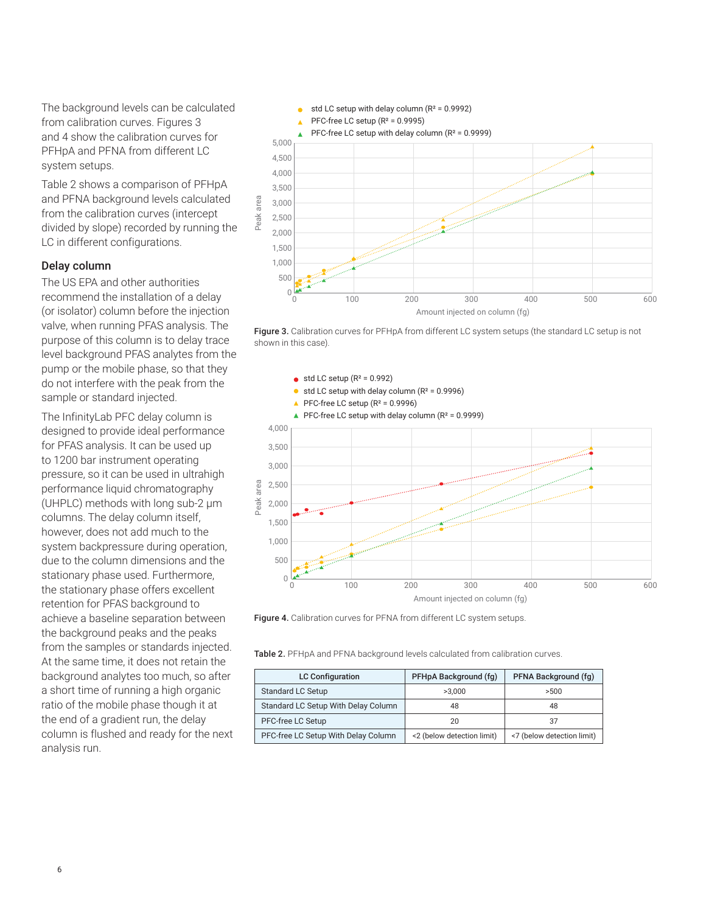The background levels can be calculated from calibration curves. Figures 3 and 4 show the calibration curves for PFHpA and PFNA from different LC system setups.

Table 2 shows a comparison of PFHpA and PFNA background levels calculated from the calibration curves (intercept divided by slope) recorded by running the LC in different configurations.

### Delay column

The US EPA and other authorities recommend the installation of a delay (or isolator) column before the injection valve, when running PFAS analysis. The purpose of this column is to delay trace level background PFAS analytes from the pump or the mobile phase, so that they do not interfere with the peak from the sample or standard injected.

The InfinityLab PFC delay column is designed to provide ideal performance for PFAS analysis. It can be used up to 1200 bar instrument operating pressure, so it can be used in ultrahigh performance liquid chromatography (UHPLC) methods with long sub-2 µm columns. The delay column itself, however, does not add much to the system backpressure during operation, due to the column dimensions and the stationary phase used. Furthermore, the stationary phase offers excellent retention for PFAS background to achieve a baseline separation between the background peaks and the peaks from the samples or standards injected. At the same time, it does not retain the background analytes too much, so after a short time of running a high organic ratio of the mobile phase though it at the end of a gradient run, the delay column is flushed and ready for the next analysis run.

**Figure 3.** Calibration curves for PFHpA from different LC system setups (the standard LC setup is not shown in this case).

**Figure 4.** Calibration curves for PFNA from different LC system setups.

**Table 2.** PFHpA and PFNA background levels calculated from calibration curves.

| LC Configuration | PFHpA Background (fg) | PFNA Background (fg) |
|---|---|---|
| Standard LC Setup | >3,000 | >500 |
| Standard LC Setup With Delay Column | 48 | 48 |
| PFC-free LC Setup | 20 | 37 |
| PFC-free LC Setup With Delay Column | <2 (below detection limit) | <7 (below detection limit) |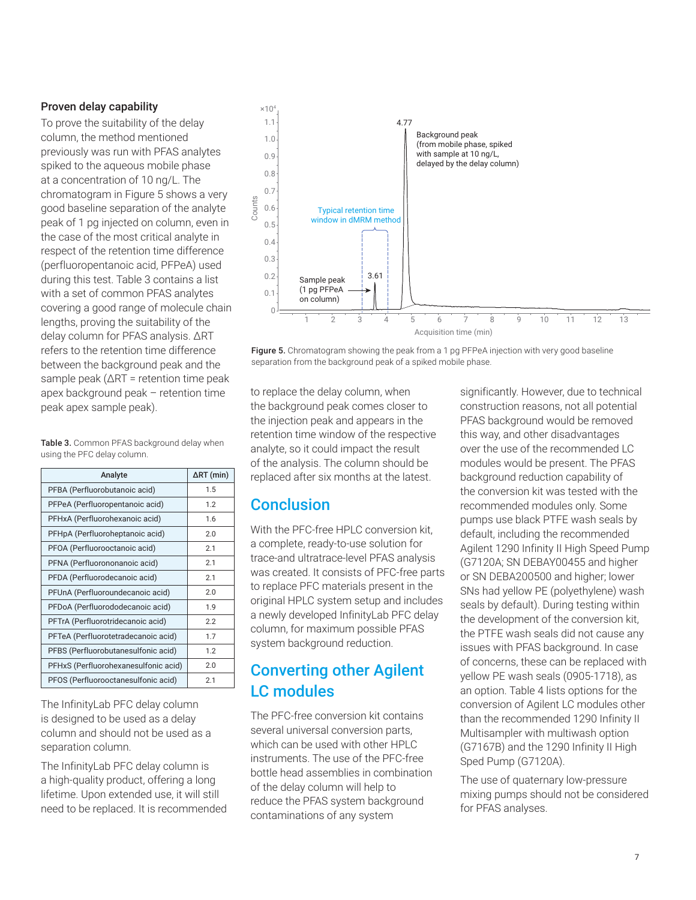### Proven delay capability

To prove the suitability of the delay column, the method mentioned previously was run with PFAS analytes spiked to the aqueous mobile phase at a concentration of 10 ng/L. The chromatogram in Figure 5 shows a very good baseline separation of the analyte peak of 1 pg injected on column, even in the case of the most critical analyte in respect of the retention time difference (perfluoropentanoic acid, PFPeA) used during this test. Table 3 contains a list with a set of common PFAS analytes covering a good range of molecule chain lengths, proving the suitability of the delay column for PFAS analysis. ΔRT refers to the retention time difference between the background peak and the sample peak (ΔRT = retention time peak apex background peak – retention time peak apex sample peak).

**Table 3.** Common PFAS background delay when using the PFC delay column.

| Analyte | ΔRT (min) |
|---|---|
| PFBA (Perfluorobutanoic acid) | 1.5 |
| PFPeA (Perfluoropentanoic acid) | 1.2 |
| PFHxA (Perfluorohexanoic acid) | 1.6 |
| PFHpA (Perfluoroheptanoic acid) | 2.0 |
| PFOA (Perfluorooctanoic acid) | 2.1 |
| PFNA (Perfluorononanoic acid) | 2.1 |
| PFDA (Perfluorodecanoic acid) | 2.1 |
| PFUnA (Perfluoroundecanoic acid) | 2.0 |
| PFDoA (Perfluorododecanoic acid) | 1.9 |
| PFTrA (Perfluorotridecanoic acid) | 2.2 |
| PFTeA (Perfluorotetradecanoic acid) | 1.7 |
| PFBS (Perfluorobutanesulfonic acid) | 1.2 |
| PFHxS (Perfluorohexanesulfonic acid) | 2.0 |
| PFOS (Perfluorooctanesulfonic acid) | 2.1 |

The InfinityLab PFC delay column is designed to be used as a delay column and should not be used as a separation column.

The InfinityLab PFC delay column is a high-quality product, offering a long lifetime. Upon extended use, it will still need to be replaced. It is recommended to replace the delay column, when the background peak comes closer to the injection peak and appears in the retention time window of the respective analyte, so it could impact the result of the analysis. The column should be replaced after six months at the latest.

**Figure 5.** Chromatogram showing the peak from a 1 pg PFPeA injection with very good baseline separation from the background peak of a spiked mobile phase.

## Conclusion

With the PFC-free HPLC conversion kit, a complete, ready-to-use solution for trace-and ultratrace-level PFAS analysis was created. It consists of PFC-free parts to replace PFC materials present in the original HPLC system setup and includes a newly developed InfinityLab PFC delay column, for maximum possible PFAS system background reduction.

## Converting other Agilent LC modules

The PFC-free conversion kit contains several universal conversion parts, which can be used with other HPLC instruments. The use of the PFC-free bottle head assemblies in combination of the delay column will help to reduce the PFAS system background contaminations of any system significantly. However, due to technical construction reasons, not all potential PFAS background would be removed this way, and other disadvantages over the use of the recommended LC modules would be present. The PFAS background reduction capability of the conversion kit was tested with the recommended modules only. Some pumps use black PTFE wash seals by default, including the recommended Agilent 1290 Infinity II High Speed Pump (G7120A; SN DEBAY00455 and higher or SN DEBA200500 and higher; lower SNs had yellow PE (polyethylene) wash seals by default). During testing within the development of the conversion kit, the PTFE wash seals did not cause any issues with PFAS background. In case of concerns, these can be replaced with yellow PE wash seals (0905-1718), as an option. Table 4 lists options for the conversion of Agilent LC modules other than the recommended 1290 Infinity II Multisampler with multiwash option (G7167B) and the 1290 Infinity II High Sped Pump (G7120A).

The use of quaternary low-pressure mixing pumps should not be considered for PFAS analyses.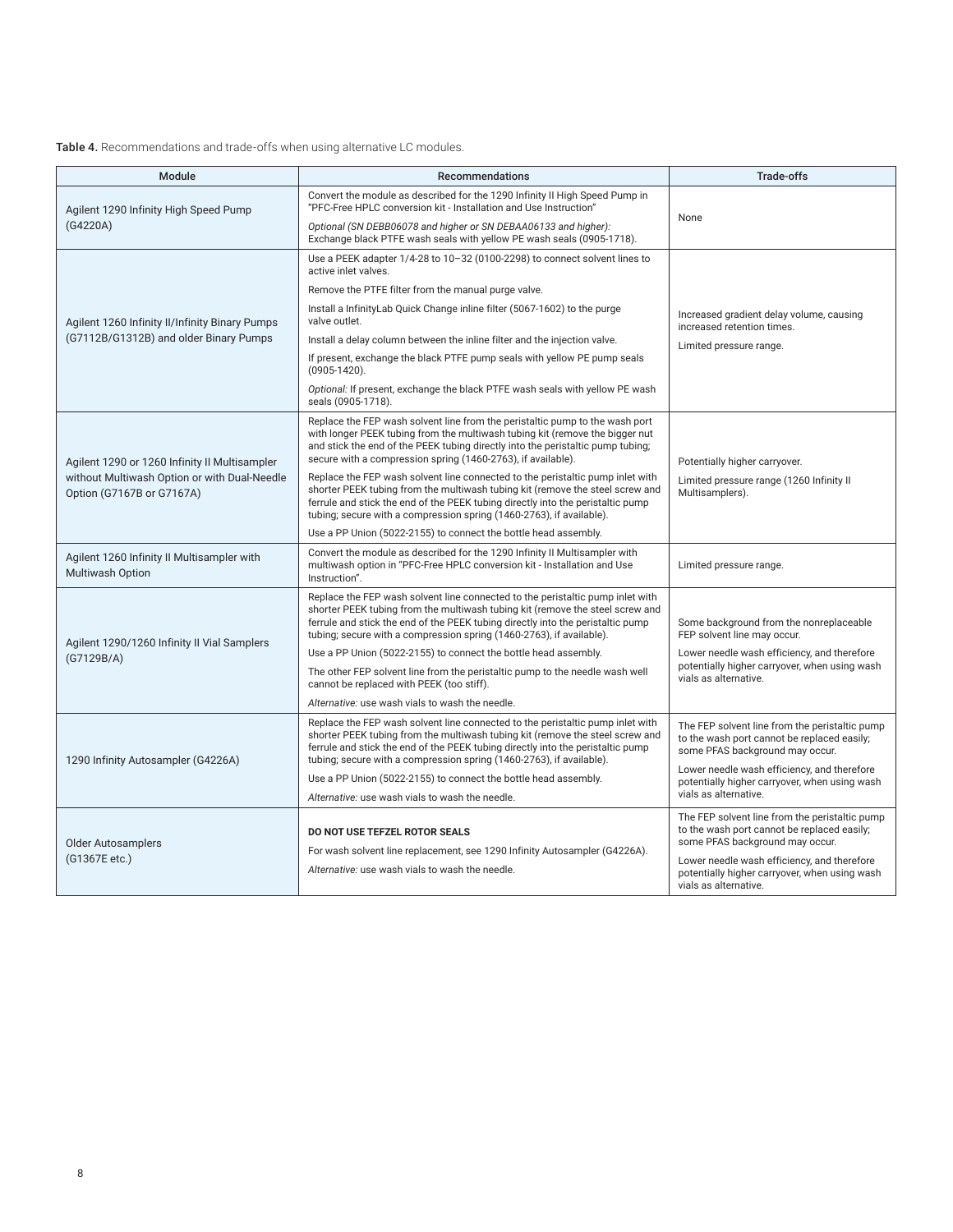**Table 4.** Recommendations and trade-offs when using alternative LC modules.

| Module | Recommendations | Trade-offs |
|---|---|---|
| Agilent 1290 Infinity High Speed Pump (G4220A) | Convert the module as described for the 1290 Infinity II High Speed Pump in "PFC-Free HPLC conversion kit - Installation and Use Instruction"<br>*Optional (SN DEBB06078 and higher or SN DEBAA06133 and higher):* Exchange black PTFE wash seals with yellow PE wash seals (0905-1718). | None |
| Agilent 1260 Infinity II/Infinity Binary Pumps (G7112B/G1312B) and older Binary Pumps | Use a PEEK adapter 1/4-28 to 10–32 (0100-2298) to connect solvent lines to active inlet valves.<br>Remove the PTFE filter from the manual purge valve.<br>Install a InfinityLab Quick Change inline filter (5067-1602) to the purge valve outlet.<br>Install a delay column between the inline filter and the injection valve.<br>If present, exchange the black PTFE pump seals with yellow PE pump seals (0905-1420).<br>*Optional:* If present, exchange the black PTFE wash seals with yellow PE wash seals (0905-1718). | Increased gradient delay volume, causing increased retention times.<br>Limited pressure range. |
| Agilent 1290 or 1260 Infinity II Multisampler without Multiwash Option or with Dual-Needle Option (G7167B or G7167A) | Replace the FEP wash solvent line from the peristaltic pump to the wash port with longer PEEK tubing from the multiwash tubing kit (remove the bigger nut and stick the end of the PEEK tubing directly into the peristaltic pump tubing; secure with a compression spring (1460-2763), if available).<br>Replace the FEP wash solvent line connected to the peristaltic pump inlet with shorter PEEK tubing from the multiwash tubing kit (remove the steel screw and ferrule and stick the end of the PEEK tubing directly into the peristaltic pump tubing; secure with a compression spring (1460-2763), if available).<br>Use a PP Union (5022-2155) to connect the bottle head assembly. | Potentially higher carryover.<br>Limited pressure range (1260 Infinity II Multisamplers). |
| Agilent 1260 Infinity II Multisampler with Multiwash Option | Convert the module as described for the 1290 Infinity II Multisampler with multiwash option in "PFC-Free HPLC conversion kit - Installation and Use Instruction". | Limited pressure range. |
| Agilent 1290/1260 Infinity II Vial Samplers (G7129B/A) | Replace the FEP wash solvent line connected to the peristaltic pump inlet with shorter PEEK tubing from the multiwash tubing kit (remove the steel screw and ferrule and stick the end of the PEEK tubing directly into the peristaltic pump tubing; secure with a compression spring (1460-2763), if available).<br>Use a PP Union (5022-2155) to connect the bottle head assembly.<br>The other FEP solvent line from the peristaltic pump to the needle wash well cannot be replaced with PEEK (too stiff).<br>*Alternative:* use wash vials to wash the needle. | Some background from the nonreplaceable FEP solvent line may occur.<br>Lower needle wash efficiency, and therefore potentially higher carryover, when using wash vials as alternative. |
| 1290 Infinity Autosampler (G4226A) | Replace the FEP wash solvent line connected to the peristaltic pump inlet with shorter PEEK tubing from the multiwash tubing kit (remove the steel screw and ferrule and stick the end of the PEEK tubing directly into the peristaltic pump tubing; secure with a compression spring (1460-2763), if available).<br>Use a PP Union (5022-2155) to connect the bottle head assembly.<br>*Alternative:* use wash vials to wash the needle. | The FEP solvent line from the peristaltic pump to the wash port cannot be replaced easily; some PFAS background may occur.<br>Lower needle wash efficiency, and therefore potentially higher carryover, when using wash vials as alternative. |
| Older Autosamplers (G1367E etc.) | **DO NOT USE TEFZEL ROTOR SEALS**<br>For wash solvent line replacement, see 1290 Infinity Autosampler (G4226A).<br>*Alternative:* use wash vials to wash the needle. | The FEP solvent line from the peristaltic pump to the wash port cannot be replaced easily; some PFAS background may occur.<br>Lower needle wash efficiency, and therefore potentially higher carryover, when using wash vials as alternative. |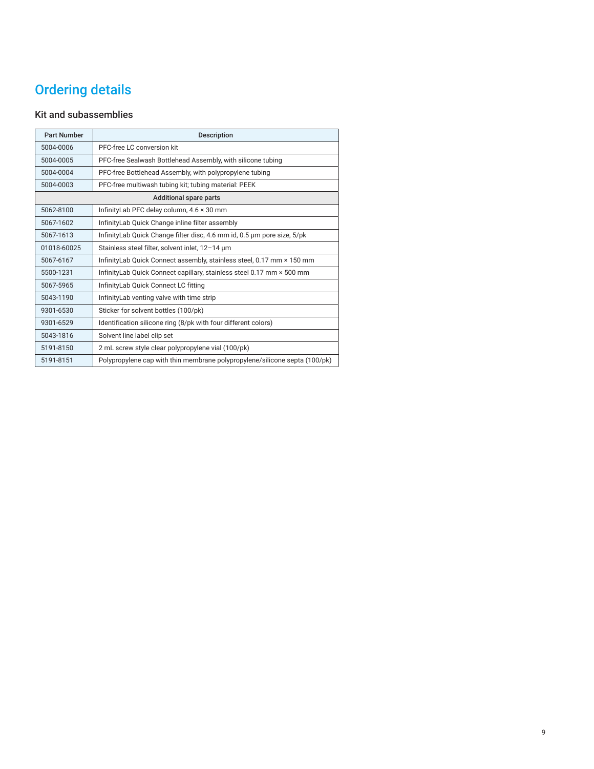# Ordering details

## Kit and subassemblies

| Part Number | Description |
|---|---|
| 5004-0006 | PFC-free LC conversion kit |
| 5004-0005 | PFC-free Sealwash Bottlehead Assembly, with silicone tubing |
| 5004-0004 | PFC-free Bottlehead Assembly, with polypropylene tubing |
| 5004-0003 | PFC-free multiwash tubing kit; tubing material: PEEK |
| **Additional spare parts** | |
| 5062-8100 | InfinityLab PFC delay column, 4.6 × 30 mm |
| 5067-1602 | InfinityLab Quick Change inline filter assembly |
| 5067-1613 | InfinityLab Quick Change filter disc, 4.6 mm id, 0.5 µm pore size, 5/pk |
| 01018-60025 | Stainless steel filter, solvent inlet, 12–14 µm |
| 5067-6167 | InfinityLab Quick Connect assembly, stainless steel, 0.17 mm × 150 mm |
| 5500-1231 | InfinityLab Quick Connect capillary, stainless steel 0.17 mm × 500 mm |
| 5067-5965 | InfinityLab Quick Connect LC fitting |
| 5043-1190 | InfinityLab venting valve with time strip |
| 9301-6530 | Sticker for solvent bottles (100/pk) |
| 9301-6529 | Identification silicone ring (8/pk with four different colors) |
| 5043-1816 | Solvent line label clip set |
| 5191-8150 | 2 mL screw style clear polypropylene vial (100/pk) |
| 5191-8151 | Polypropylene cap with thin membrane polypropylene/silicone septa (100/pk) |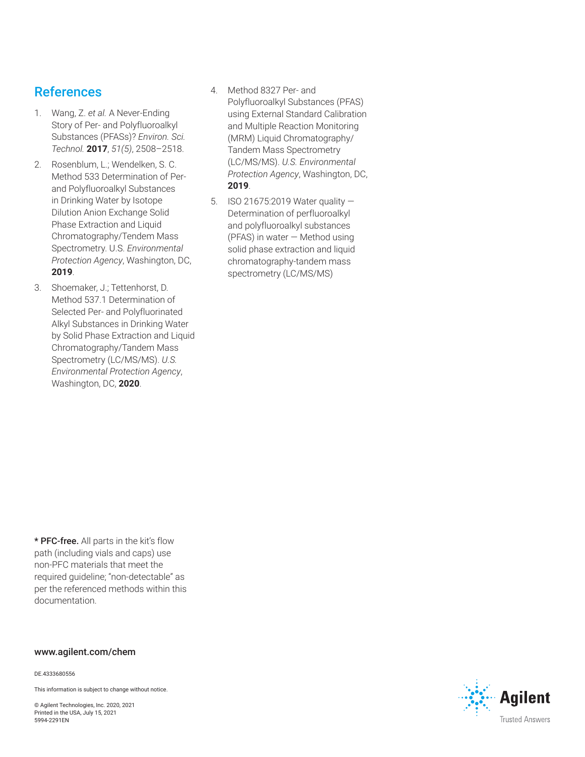## References

1. Wang, Z. *et al.* A Never-Ending Story of Per- and Polyfluoroalkyl Substances (PFASs)? *Environ. Sci. Technol.* **2017**, *51(5)*, 2508–2518.
2. Rosenblum, L.; Wendelken, S. C. Method 533 Determination of Per- and Polyfluoroalkyl Substances in Drinking Water by Isotope Dilution Anion Exchange Solid Phase Extraction and Liquid Chromatography/Tandem Mass Spectrometry. U.S. *Environmental Protection Agency*, Washington, DC, **2019**.
3. Shoemaker, J.; Tettenhorst, D. Method 537.1 Determination of Selected Per- and Polyfluorinated Alkyl Substances in Drinking Water by Solid Phase Extraction and Liquid Chromatography/Tandem Mass Spectrometry (LC/MS/MS). *U.S. Environmental Protection Agency*, Washington, DC, **2020**.
4. Method 8327 Per- and Polyfluoroalkyl Substances (PFAS) using External Standard Calibration and Multiple Reaction Monitoring (MRM) Liquid Chromatography/Tandem Mass Spectrometry (LC/MS/MS). *U.S. Environmental Protection Agency*, Washington, DC, **2019**.
5. ISO 21675:2019 Water quality — Determination of perfluoroalkyl and polyfluoroalkyl substances (PFAS) in water — Method using solid phase extraction and liquid chromatography-tandem mass spectrometry (LC/MS/MS)

**\* PFC-free.** All parts in the kit's flow path (including vials and caps) use non-PFC materials that meet the required guideline; "non-detectable" as per the referenced methods within this documentation.

**www.agilent.com/chem**

DE.4333680556

This information is subject to change without notice.

© Agilent Technologies, Inc. 2020, 2021
Printed in the USA, July 15, 2021
5994-2291EN

Agilent
Trusted Answers